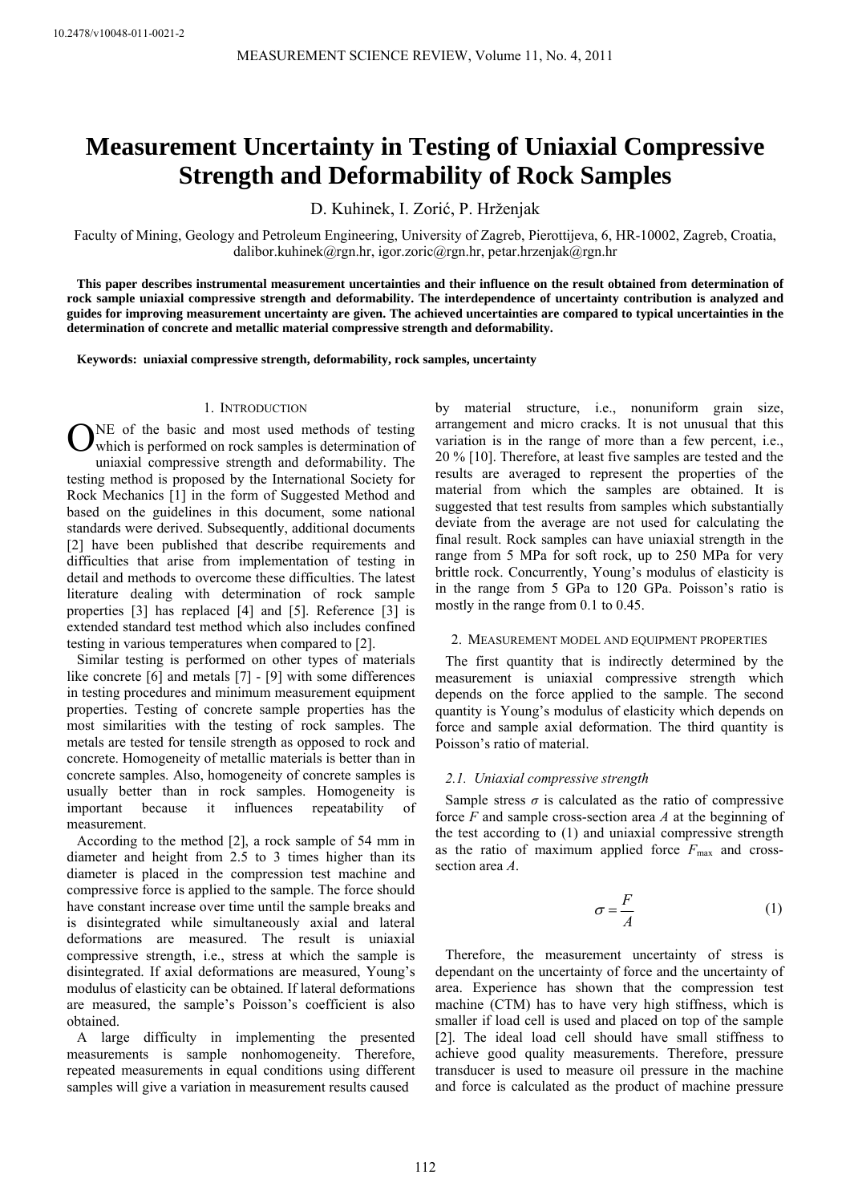10.2478/v10048-011-0021-2

# Measurement Uncertainty in Testing of Uniaxial Compressive Strength and Deformability of Rock Samples

D. Kuhinek, I. Zorić, P. Hrženjak

Faculty of Mining, Geology and Petroleum Engineering, University of Zagreb, Pierottijeva, 6, HR-10002, Zagreb, Croatia, dalibor.kuhinek@rgn.hr, igor.zoric@rgn.hr, petar.hrzenjak@rgn.hr

**This paper describes instrumental measurement uncertainties and their influence on the result obtained from determination of rock sample uniaxial compressive strength and deformability. The interdependence of uncertainty contribution is analyzed and guides for improving measurement uncertainty are given. The achieved uncertainties are compared to typical uncertainties in the determination of concrete and metallic material compressive strength and deformability.**

**Keywords: uniaxial compressive strength, deformability, rock samples, uncertainty**

## 1. Introduction

ONE of the basic and most used methods of testing which is performed on rock samples is determination of uniaxial compressive strength and deformability. The testing method is proposed by the International Society for Rock Mechanics [1] in the form of Suggested Method and based on the guidelines in this document, some national standards were derived. Subsequently, additional documents [2] have been published that describe requirements and difficulties that arise from implementation of testing in detail and methods to overcome these difficulties. The latest literature dealing with determination of rock sample properties [3] has replaced [4] and [5]. Reference [3] is extended standard test method which also includes confined testing in various temperatures when compared to [2].

Similar testing is performed on other types of materials like concrete [6] and metals [7] - [9] with some differences in testing procedures and minimum measurement equipment properties. Testing of concrete sample properties has the most similarities with the testing of rock samples. The metals are tested for tensile strength as opposed to rock and concrete. Homogeneity of metallic materials is better than in concrete samples. Also, homogeneity of concrete samples is usually better than in rock samples. Homogeneity is important because it influences repeatability of measurement.

According to the method [2], a rock sample of 54 mm in diameter and height from 2.5 to 3 times higher than its diameter is placed in the compression test machine and compressive force is applied to the sample. The force should have constant increase over time until the sample breaks and is disintegrated while simultaneously axial and lateral deformations are measured. The result is uniaxial compressive strength, i.e., stress at which the sample is disintegrated. If axial deformations are measured, Young's modulus of elasticity can be obtained. If lateral deformations are measured, the sample's Poisson's coefficient is also obtained.

A large difficulty in implementing the presented measurements is sample nonhomogeneity. Therefore, repeated measurements in equal conditions using different samples will give a variation in measurement results caused by material structure, i.e., nonuniform grain size, arrangement and micro cracks. It is not unusual that this variation is in the range of more than a few percent, i.e., 20 % [10]. Therefore, at least five samples are tested and the results are averaged to represent the properties of the material from which the samples are obtained. It is suggested that test results from samples which substantially deviate from the average are not used for calculating the final result. Rock samples can have uniaxial strength in the range from 5 MPa for soft rock, up to 250 MPa for very brittle rock. Concurrently, Young's modulus of elasticity is in the range from 5 GPa to 120 GPa. Poisson's ratio is mostly in the range from 0.1 to 0.45.

## 2. Measurement model and equipment properties

The first quantity that is indirectly determined by the measurement is uniaxial compressive strength which depends on the force applied to the sample. The second quantity is Young's modulus of elasticity which depends on force and sample axial deformation. The third quantity is Poisson's ratio of material.

### 2.1. Uniaxial compressive strength

Sample stress $\sigma$ is calculated as the ratio of compressive force $F$ and sample cross-section area $A$ at the beginning of the test according to (1) and uniaxial compressive strength as the ratio of maximum applied force $F_{max}$ and cross-section area $A$.

$$\sigma = \frac{F}{A} \tag{1}$$

Therefore, the measurement uncertainty of stress is dependant on the uncertainty of force and the uncertainty of area. Experience has shown that the compression test machine (CTM) has to have very high stiffness, which is smaller if load cell is used and placed on top of the sample [2]. The ideal load cell should have small stiffness to achieve good quality measurements. Therefore, pressure transducer is used to measure oil pressure in the machine and force is calculated as the product of machine pressure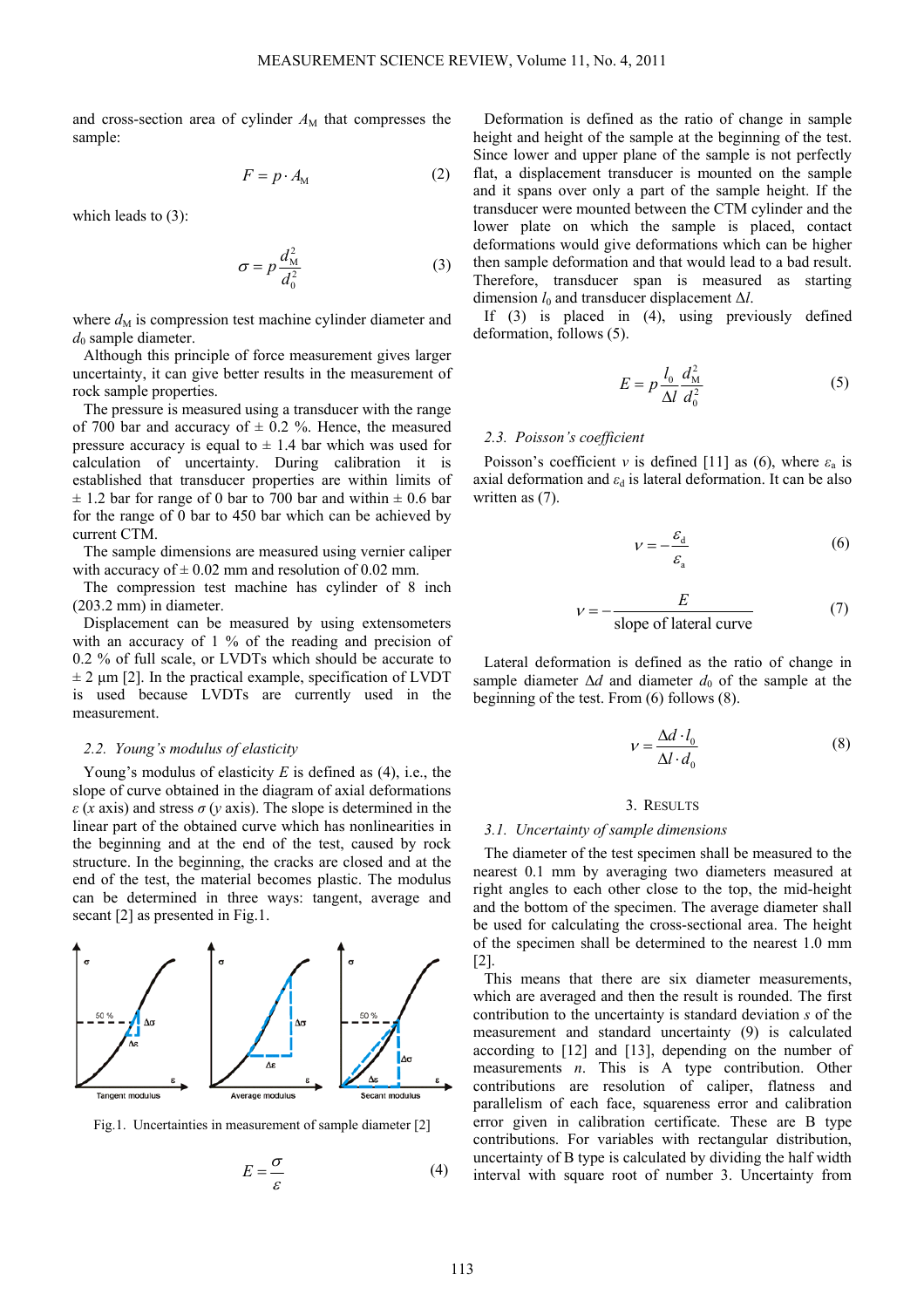and cross-section area of cylinder $A_M$ that compresses the sample:

$$F = p \cdot A_M \tag{2}$$

which leads to (3):

$$\sigma = p\frac{d_M^2}{d_0^2} \tag{3}$$

where $d_M$ is compression test machine cylinder diameter and $d_0$ sample diameter.

Although this principle of force measurement gives larger uncertainty, it can give better results in the measurement of rock sample properties.

The pressure is measured using a transducer with the range of 700 bar and accuracy of ± 0.2 %. Hence, the measured pressure accuracy is equal to ± 1.4 bar which was used for calculation of uncertainty. During calibration it is established that transducer properties are within limits of ± 1.2 bar for range of 0 bar to 700 bar and within ± 0.6 bar for the range of 0 bar to 450 bar which can be achieved by current CTM.

The sample dimensions are measured using vernier caliper with accuracy of ± 0.02 mm and resolution of 0.02 mm.

The compression test machine has cylinder of 8 inch (203.2 mm) in diameter.

Displacement can be measured by using extensometers with an accuracy of 1 % of the reading and precision of 0.2 % of full scale, or LVDTs which should be accurate to ± 2 μm [2]. In the practical example, specification of LVDT is used because LVDTs are currently used in the measurement.

### 2.2. Young's modulus of elasticity

Young's modulus of elasticity $E$ is defined as (4), i.e., the slope of curve obtained in the diagram of axial deformations $\varepsilon$ ($x$ axis) and stress $\sigma$ ($y$ axis). The slope is determined in the linear part of the obtained curve which has nonlinearities in the beginning and at the end of the test, caused by rock structure. In the beginning, the cracks are closed and at the end of the test, the material becomes plastic. The modulus can be determined in three ways: tangent, average and secant [2] as presented in Fig.1.

Fig.1. Uncertainties in measurement of sample diameter [2]

$$E = \frac{\sigma}{\varepsilon} \tag{4}$$

Deformation is defined as the ratio of change in sample height and height of the sample at the beginning of the test. Since lower and upper plane of the sample is not perfectly flat, a displacement transducer is mounted on the sample and it spans over only a part of the sample height. If the transducer were mounted between the CTM cylinder and the lower plate on which the sample is placed, contact deformations would give deformations which can be higher then sample deformation and that would lead to a bad result. Therefore, transducer span is measured as starting dimension $l_0$ and transducer displacement $\Delta l$.

If (3) is placed in (4), using previously defined deformation, follows (5).

$$E = p\frac{l_0}{\Delta l}\frac{d_M^2}{d_0^2} \tag{5}$$

### 2.3. Poisson's coefficient

Poisson's coefficient $\nu$ is defined [11] as (6), where $\varepsilon_a$ is axial deformation and $\varepsilon_d$ is lateral deformation. It can be also written as (7).

$$\nu = -\frac{\varepsilon_d}{\varepsilon_a} \tag{6}$$

$$\nu = -\frac{E}{\text{slope of lateral curve}} \tag{7}$$

Lateral deformation is defined as the ratio of change in sample diameter $\Delta d$ and diameter $d_0$ of the sample at the beginning of the test. From (6) follows (8).

$$\nu = \frac{\Delta d \cdot l_0}{\Delta l \cdot d_0} \tag{8}$$

## 3. Results

### 3.1. Uncertainty of sample dimensions

The diameter of the test specimen shall be measured to the nearest 0.1 mm by averaging two diameters measured at right angles to each other close to the top, the mid-height and the bottom of the specimen. The average diameter shall be used for calculating the cross-sectional area. The height of the specimen shall be determined to the nearest 1.0 mm [2].

This means that there are six diameter measurements, which are averaged and then the result is rounded. The first contribution to the uncertainty is standard deviation $s$ of the measurement and standard uncertainty (9) is calculated according to [12] and [13], depending on the number of measurements $n$. This is A type contribution. Other contributions are resolution of caliper, flatness and parallelism of each face, squareness error and calibration error given in calibration certificate. These are B type contributions. For variables with rectangular distribution, uncertainty of B type is calculated by dividing the half width interval with square root of number 3. Uncertainty from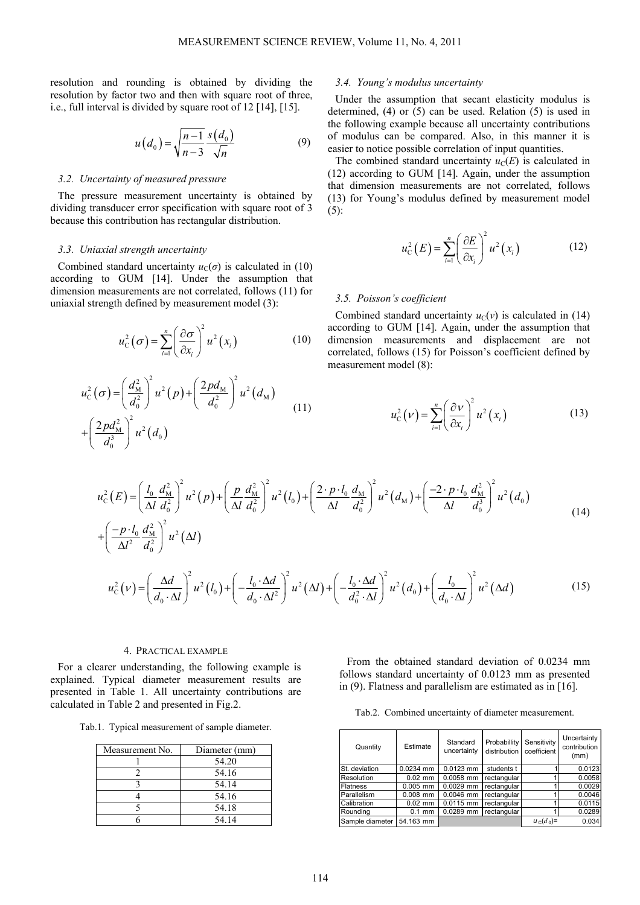resolution and rounding is obtained by dividing the resolution by factor two and then with square root of three, i.e., full interval is divided by square root of 12 [14], [15].

$$u\left(d_0\right)=\sqrt{\frac{n-1}{n-3}}\frac{s\left(d_0\right)}{\sqrt{n}} \tag{9}$$

### 3.2. Uncertainty of measured pressure

The pressure measurement uncertainty is obtained by dividing transducer error specification with square root of 3 because this contribution has rectangular distribution.

### 3.3. Uniaxial strength uncertainty

Combined standard uncertainty $u_C(\sigma)$ is calculated in (10) according to GUM [14]. Under the assumption that dimension measurements are not correlated, follows (11) for uniaxial strength defined by measurement model (3):

$$u_C^2\left(\sigma\right)=\sum_{i=1}^{n}\left(\frac{\partial\sigma}{\partial x_i}\right)^2 u^2\left(x_i\right) \tag{10}$$

$$u_C^2\left(\sigma\right)=\left(\frac{d_M^2}{d_0^2}\right)^2 u^2\left(p\right)+\left(\frac{2pd_M}{d_0^2}\right)^2 u^2\left(d_M\right)+\left(\frac{2pd_M^2}{d_0^3}\right)^2 u^2\left(d_0\right) \tag{11}$$

### 3.4. Young's modulus uncertainty

Under the assumption that secant elasticity modulus is determined, (4) or (5) can be used. Relation (5) is used in the following example because all uncertainty contributions of modulus can be compared. Also, in this manner it is easier to notice possible correlation of input quantities.

The combined standard uncertainty $u_C(E)$ is calculated in (12) according to GUM [14]. Again, under the assumption that dimension measurements are not correlated, follows (13) for Young's modulus defined by measurement model (5):

$$u_C^2\left(E\right)=\sum_{i=1}^{n}\left(\frac{\partial E}{\partial x_i}\right)^2 u^2\left(x_i\right) \tag{12}$$

### 3.5. Poisson's coefficient

Combined standard uncertainty $u_C(\nu)$ is calculated in (14) according to GUM [14]. Again, under the assumption that dimension measurements and displacement are not correlated, follows (15) for Poisson's coefficient defined by measurement model (8):

$$u_C^2\left(\nu\right)=\sum_{i=1}^{n}\left(\frac{\partial\nu}{\partial x_i}\right)^2 u^2\left(x_i\right) \tag{13}$$

$$u_C^2\left(E\right)=\left(\frac{l_0}{\Delta l}\frac{d_M^2}{d_0^2}\right)^2 u^2\left(p\right)+\left(\frac{p}{\Delta l}\frac{d_M^2}{d_0^2}\right)^2 u^2\left(l_0\right)+\left(\frac{2\cdot p\cdot l_0}{\Delta l}\frac{d_M}{d_0^2}\right)^2 u^2\left(d_M\right)+\left(\frac{-2\cdot p\cdot l_0}{\Delta l}\frac{d_M^2}{d_0^3}\right)^2 u^2\left(d_0\right)+\left(\frac{-p\cdot l_0}{\Delta l^2}\frac{d_M^2}{d_0^2}\right)^2 u^2\left(\Delta l\right) \tag{14}$$

$$u_C^2\left(\nu\right)=\left(\frac{\Delta d}{d_0\cdot\Delta l}\right)^2 u^2\left(l_0\right)+\left(-\frac{l_0\cdot\Delta d}{d_0\cdot\Delta l^2}\right)^2 u^2\left(\Delta l\right)+\left(-\frac{l_0\cdot\Delta d}{d_0^2\cdot\Delta l}\right)^2 u^2\left(d_0\right)+\left(\frac{l_0}{d_0\cdot\Delta l}\right)^2 u^2\left(\Delta d\right) \tag{15}$$

## 4. Practical example

For a clearer understanding, the following example is explained. Typical diameter measurement results are presented in Table 1. All uncertainty contributions are calculated in Table 2 and presented in Fig.2.

Tab.1. Typical measurement of sample diameter.

| Measurement No. | Diameter (mm) |
|---|---|
| 1 | 54.20 |
| 2 | 54.16 |
| 3 | 54.14 |
| 4 | 54.16 |
| 5 | 54.18 |
| 6 | 54.14 |

From the obtained standard deviation of 0.0234 mm follows standard uncertainty of 0.0123 mm as presented in (9). Flatness and parallelism are estimated as in [16].

Tab.2. Combined uncertainty of diameter measurement.

| Quantity | Estimate | Standard uncertainty | Probabillity distribution | Sensitivity coefficient | Uncertainty contribution (mm) |
|---|---|---|---|---|---|
| St. deviation | 0.0234 mm | 0.0123 mm | students t | 1 | 0.0123 |
| Resolution | 0.02 mm | 0.0058 mm | rectangular | 1 | 0.0058 |
| Flatness | 0.005 mm | 0.0029 mm | rectangular | 1 | 0.0029 |
| Parallelism | 0.008 mm | 0.0046 mm | rectangular | 1 | 0.0046 |
| Calibration | 0.02 mm | 0.0115 mm | rectangular | 1 | 0.0115 |
| Rounding | 0.1 mm | 0.0289 mm | rectangular | 1 | 0.0289 |
| Sample diameter | 54.163 mm | | | $u_C(d_0)$= | 0.034 |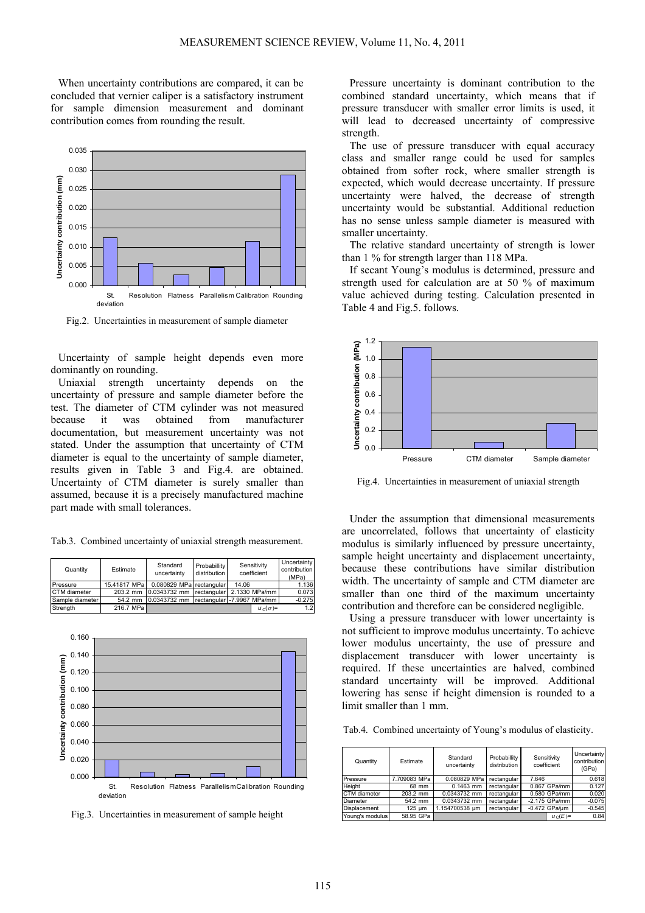When uncertainty contributions are compared, it can be concluded that vernier caliper is a satisfactory instrument for sample dimension measurement and dominant contribution comes from rounding the result.

Fig.2. Uncertainties in measurement of sample diameter

Uncertainty of sample height depends even more dominantly on rounding.

Uniaxial strength uncertainty depends on the uncertainty of pressure and sample diameter before the test. The diameter of CTM cylinder was not measured because it was obtained from manufacturer documentation, but measurement uncertainty was not stated. Under the assumption that uncertainty of CTM diameter is equal to the uncertainty of sample diameter, results given in Table 3 and Fig.4. are obtained. Uncertainty of CTM diameter is surely smaller than assumed, because it is a precisely manufactured machine part made with small tolerances.

Tab.3. Combined uncertainty of uniaxial strength measurement.

| Quantity | Estimate | Standard uncertainty | Probability distribution | Sensitivity coefficient | Uncertainty contribution (MPa) |
|---|---|---|---|---|---|
| Pressure | 15.41817 MPa | 0.080829 MPa | rectangular | 14.06 | 1.136 |
| CTM diameter | 203.2 mm | 0.0343732 mm | rectangular | 2.1330 MPa/mm | 0.073 |
| Sample diameter | 54.2 mm | 0.0343732 mm | rectangular | -7.9967 MPa/mm | -0.275 |
| Strength | 216.7 MPa | | | $u_C(\sigma)$= | 1.2 |

Fig.3. Uncertainties in measurement of sample height

Pressure uncertainty is dominant contribution to the combined standard uncertainty, which means that if pressure transducer with smaller error limits is used, it will lead to decreased uncertainty of compressive strength.

The use of pressure transducer with equal accuracy class and smaller range could be used for samples obtained from softer rock, where smaller strength is expected, which would decrease uncertainty. If pressure uncertainty were halved, the decrease of strength uncertainty would be substantial. Additional reduction has no sense unless sample diameter is measured with smaller uncertainty.

The relative standard uncertainty of strength is lower than 1 % for strength larger than 118 MPa.

If secant Young's modulus is determined, pressure and strength used for calculation are at 50 % of maximum value achieved during testing. Calculation presented in Table 4 and Fig.5. follows.

Fig.4. Uncertainties in measurement of uniaxial strength

Under the assumption that dimensional measurements are uncorrelated, follows that uncertainty of elasticity modulus is similarly influenced by pressure uncertainty, sample height uncertainty and displacement uncertainty, because these contributions have similar distribution width. The uncertainty of sample and CTM diameter are smaller than one third of the maximum uncertainty contribution and therefore can be considered negligible.

Using a pressure transducer with lower uncertainty is not sufficient to improve modulus uncertainty. To achieve lower modulus uncertainty, the use of pressure and displacement transducer with lower uncertainty is required. If these uncertainties are halved, combined standard uncertainty will be improved. Additional lowering has sense if height dimension is rounded to a limit smaller than 1 mm.

Tab.4. Combined uncertainty of Young's modulus of elasticity.

| Quantity | Estimate | Standard uncertainty | Probability distribution | Sensitivity coefficient | Uncertainty contribution (GPa) |
|---|---|---|---|---|---|
| Pressure | 7.709083 MPa | 0.080829 MPa | rectangular | 7.646 | 0.618 |
| Height | 68 mm | 0.1463 mm | rectangular | 0.867 GPa/mm | 0.127 |
| CTM diameter | 203.2 mm | 0.0343732 mm | rectangular | 0.580 GPa/mm | 0.020 |
| Diameter | 54.2 mm | 0.0343732 mm | rectangular | -2.175 GPa/mm | -0.075 |
| Displacement | 125 μm | 1.154700538 μm | rectangular | -0.472 GPa/μm | -0.545 |
| Young's modulus | 58.95 GPa | | | $u_C(E)$= | 0.84 |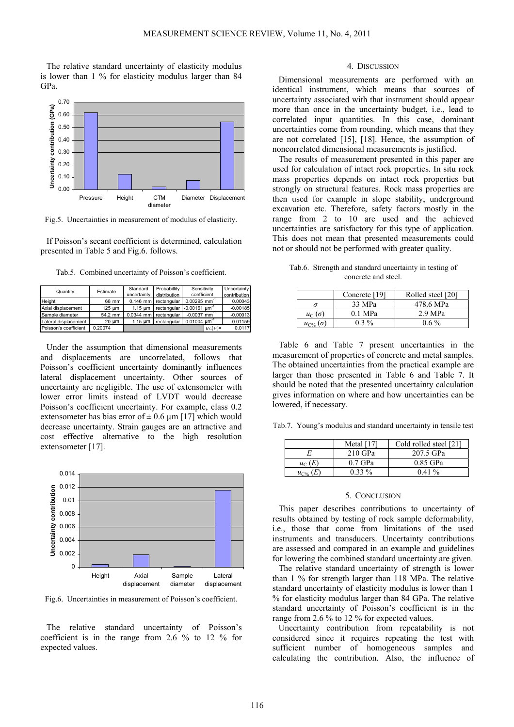The relative standard uncertainty of elasticity modulus is lower than 1 % for elasticity modulus larger than 84 GPa.

Fig.5. Uncertainties in measurement of modulus of elasticity.

If Poisson's secant coefficient is determined, calculation presented in Table 5 and Fig.6. follows.

Tab.5. Combined uncertainty of Poisson's coefficient.

| Quantity | Estimate | Standard uncertainty | Probability distribution | Sensitivity coefficient | Uncertainty contribution |
|---|---|---|---|---|---|
| Height | 68 mm | 0.146 mm | rectangular | 0.00295 mm$^{-1}$ | 0.00043 |
| Axial displacement | 125 μm | 1.15 μm | rectangular | -0.00161 μm$^{-1}$ | -0.00185 |
| Sample diameter | 54.2 mm | 0.0344 mm | rectangular | -0.0037 mm$^{-1}$ | -0.00013 |
| Lateral displacement | 20 μm | 1.15 μm | rectangular | 0.01004 μm$^{-1}$ | 0.01159 |
| Poisson's coefficient | 0.20074 | | | $u_C(\nu)$= | 0.0117 |

Under the assumption that dimensional measurements and displacements are uncorrelated, follows that Poisson's coefficient uncertainty dominantly influences lateral displacement uncertainty. Other sources of uncertainty are negligible. The use of extensometer with lower error limits instead of LVDT would decrease Poisson's coefficient uncertainty. For example, class 0.2 extensometer has bias error of ± 0.6 μm [17] which would decrease uncertainty. Strain gauges are an attractive and cost effective alternative to the high resolution extensometer [17].

Fig.6. Uncertainties in measurement of Poisson's coefficient.

The relative standard uncertainty of Poisson's coefficient is in the range from 2.6 % to 12 % for expected values.

## 4. Discussion

Dimensional measurements are performed with an identical instrument, which means that sources of uncertainty associated with that instrument should appear more than once in the uncertainty budget, i.e., lead to correlated input quantities. In this case, dominant uncertainties come from rounding, which means that they are not correlated [15], [18]. Hence, the assumption of noncorrelated dimensional measurements is justified.

The results of measurement presented in this paper are used for calculation of intact rock properties. In situ rock mass properties depends on intact rock properties but strongly on structural features. Rock mass properties are then used for example in slope stability, underground excavation etc. Therefore, safety factors mostly in the range from 2 to 10 are used and the achieved uncertainties are satisfactory for this type of application. This does not mean that presented measurements could not or should not be performed with greater quality.

Tab.6. Strength and standard uncertainty in testing of concrete and steel.

| | Concrete [19] | Rolled steel [20] |
|---|---|---|
| $\sigma$ | 33 MPa | 478.6 MPa |
| $u_C(\sigma)$ | 0.1 MPa | 2.9 MPa |
| $u_{C\%}(\sigma)$ | 0.3 % | 0.6 % |

Table 6 and Table 7 present uncertainties in the measurement of properties of concrete and metal samples. The obtained uncertainties from the practical example are larger than those presented in Table 6 and Table 7. It should be noted that the presented uncertainty calculation gives information on where and how uncertainties can be lowered, if necessary.

Tab.7. Young's modulus and standard uncertainty in tensile test

| | Metal [17] | Cold rolled steel [21] |
|---|---|---|
| $E$ | 210 GPa | 207.5 GPa |
| $u_C(E)$ | 0.7 GPa | 0.85 GPa |
| $u_{C\%}(E)$ | 0.33 % | 0.41 % |

## 5. Conclusion

This paper describes contributions to uncertainty of results obtained by testing of rock sample deformability, i.e., those that come from limitations of the used instruments and transducers. Uncertainty contributions are assessed and compared in an example and guidelines for lowering the combined standard uncertainty are given.

The relative standard uncertainty of strength is lower than 1 % for strength larger than 118 MPa. The relative standard uncertainty of elasticity modulus is lower than 1 % for elasticity modulus larger than 84 GPa. The relative standard uncertainty of Poisson's coefficient is in the range from 2.6 % to 12 % for expected values.

Uncertainty contribution from repeatability is not considered since it requires repeating the test with sufficient number of homogeneous samples and calculating the contribution. Also, the influence of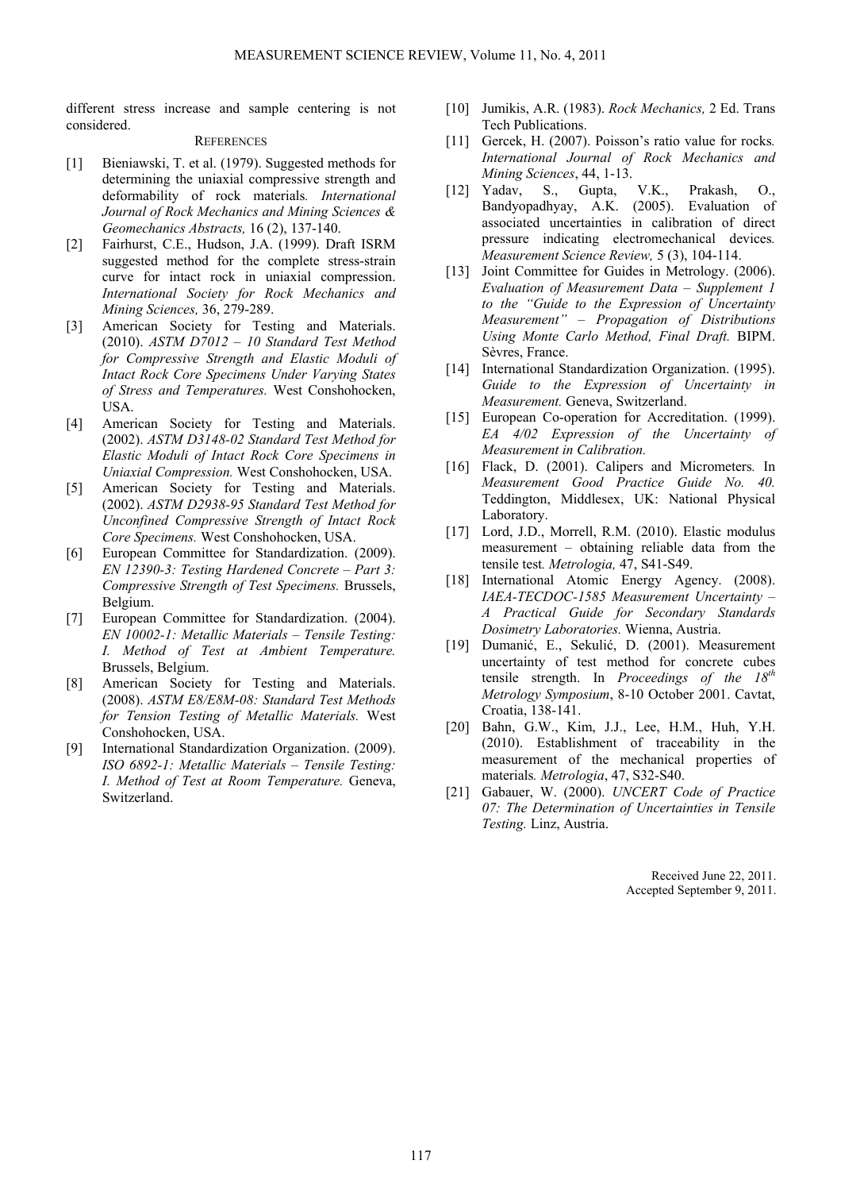different stress increase and sample centering is not considered.

## REFERENCES

[1] Bieniawski, T. et al. (1979). Suggested methods for determining the uniaxial compressive strength and deformability of rock materials. *International Journal of Rock Mechanics and Mining Sciences & Geomechanics Abstracts,* 16 (2), 137-140.

[2] Fairhurst, C.E., Hudson, J.A. (1999). Draft ISRM suggested method for the complete stress-strain curve for intact rock in uniaxial compression. *International Society for Rock Mechanics and Mining Sciences,* 36, 279-289.

[3] American Society for Testing and Materials. (2010). *ASTM D7012 – 10 Standard Test Method for Compressive Strength and Elastic Moduli of Intact Rock Core Specimens Under Varying States of Stress and Temperatures.* West Conshohocken, USA.

[4] American Society for Testing and Materials. (2002). *ASTM D3148-02 Standard Test Method for Elastic Moduli of Intact Rock Core Specimens in Uniaxial Compression.* West Conshohocken, USA.

[5] American Society for Testing and Materials. (2002). *ASTM D2938-95 Standard Test Method for Unconfined Compressive Strength of Intact Rock Core Specimens.* West Conshohocken, USA.

[6] European Committee for Standardization. (2009). *EN 12390-3: Testing Hardened Concrete – Part 3: Compressive Strength of Test Specimens.* Brussels, Belgium.

[7] European Committee for Standardization. (2004). *EN 10002-1: Metallic Materials – Tensile Testing: I. Method of Test at Ambient Temperature.* Brussels, Belgium.

[8] American Society for Testing and Materials. (2008). *ASTM E8/E8M-08: Standard Test Methods for Tension Testing of Metallic Materials.* West Conshohocken, USA.

[9] International Standardization Organization. (2009). *ISO 6892-1: Metallic Materials – Tensile Testing: I. Method of Test at Room Temperature.* Geneva, Switzerland.

[10] Jumikis, A.R. (1983). *Rock Mechanics,* 2 Ed. Trans Tech Publications.

[11] Gercek, H. (2007). Poisson's ratio value for rocks. *International Journal of Rock Mechanics and Mining Sciences*, 44, 1-13.

[12] Yadav, S., Gupta, V.K., Prakash, O., Bandyopadhyay, A.K. (2005). Evaluation of associated uncertainties in calibration of direct pressure indicating electromechanical devices. *Measurement Science Review,* 5 (3), 104-114.

[13] Joint Committee for Guides in Metrology. (2006). *Evaluation of Measurement Data – Supplement 1 to the "Guide to the Expression of Uncertainty Measurement" – Propagation of Distributions Using Monte Carlo Method, Final Draft.* BIPM. Sèvres, France.

[14] International Standardization Organization. (1995). *Guide to the Expression of Uncertainty in Measurement.* Geneva, Switzerland.

[15] European Co-operation for Accreditation. (1999). *EA 4/02 Expression of the Uncertainty of Measurement in Calibration.*

[16] Flack, D. (2001). Calipers and Micrometers. In *Measurement Good Practice Guide No. 40.* Teddington, Middlesex, UK: National Physical Laboratory.

[17] Lord, J.D., Morrell, R.M. (2010). Elastic modulus measurement – obtaining reliable data from the tensile test. *Metrologia,* 47, S41-S49.

[18] International Atomic Energy Agency. (2008). *IAEA-TECDOC-1585 Measurement Uncertainty – A Practical Guide for Secondary Standards Dosimetry Laboratories.* Wienna, Austria.

[19] Dumanić, E., Sekulić, D. (2001). Measurement uncertainty of test method for concrete cubes tensile strength. In *Proceedings of the 18th Metrology Symposium*, 8-10 October 2001. Cavtat, Croatia, 138-141.

[20] Bahn, G.W., Kim, J.J., Lee, H.M., Huh, Y.H. (2010). Establishment of traceability in the measurement of the mechanical properties of materials. *Metrologia*, 47, S32-S40.

[21] Gabauer, W. (2000). *UNCERT Code of Practice 07: The Determination of Uncertainties in Tensile Testing.* Linz, Austria.

Received June 22, 2011.
Accepted September 9, 2011.